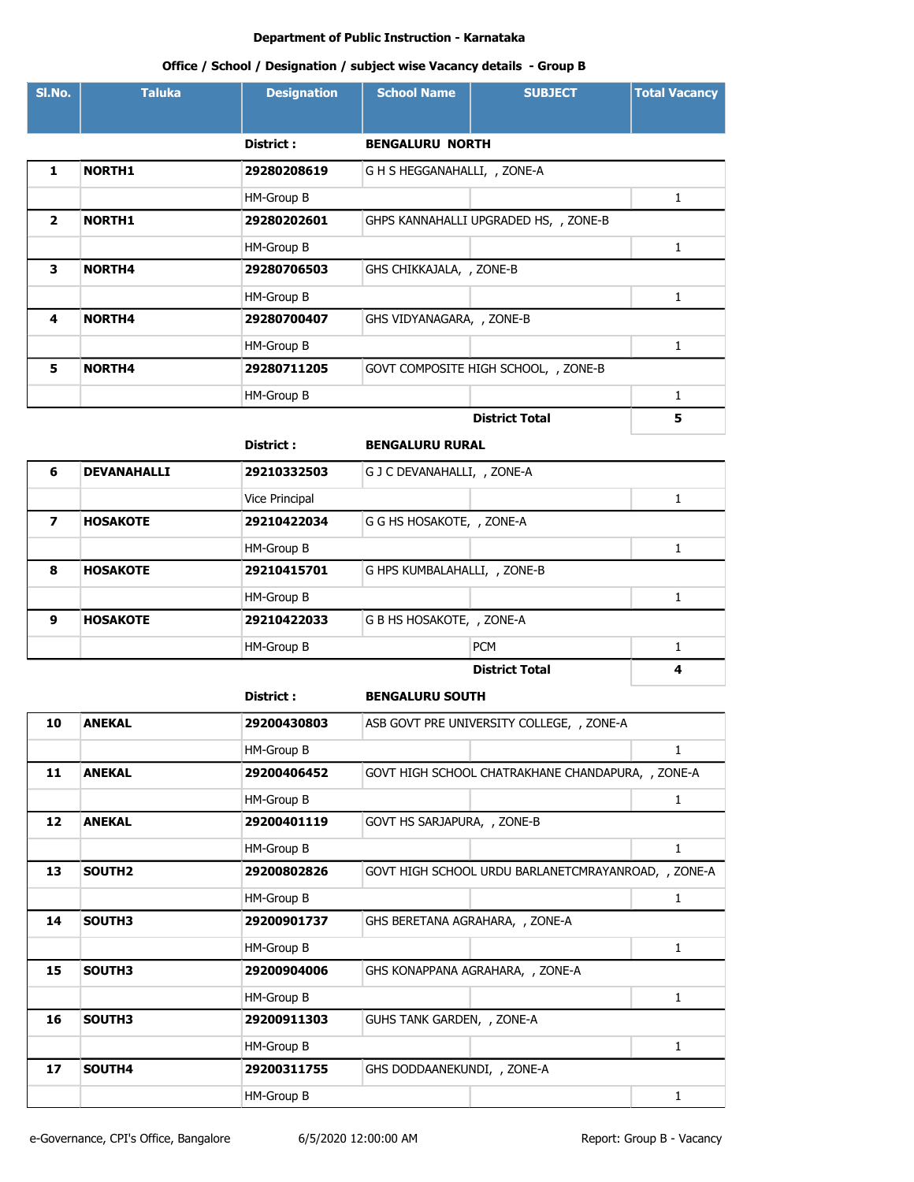**Department of Public Instruction - Karnataka**

**Office / School / Designation / subject wise Vacancy details - Group B**

| Sl.No. | Taluka | Designation | School Name | SUBJECT | Total Vacancy |
|---|---|---|---|---|---|
| | | **District :** | **BENGALURU NORTH** | | |
| **1** | **NORTH1** | **29280208619** | G H S HEGGANAHALLI, , ZONE-A | | |
| | | HM-Group B | | | 1 |
| **2** | **NORTH1** | **29280202601** | GHPS KANNAHALLI UPGRADED HS, , ZONE-B | | |
| | | HM-Group B | | | 1 |
| **3** | **NORTH4** | **29280706503** | GHS CHIKKAJALA, , ZONE-B | | |
| | | HM-Group B | | | 1 |
| **4** | **NORTH4** | **29280700407** | GHS VIDYANAGARA, , ZONE-B | | |
| | | HM-Group B | | | 1 |
| **5** | **NORTH4** | **29280711205** | GOVT COMPOSITE HIGH SCHOOL, , ZONE-B | | |
| | | HM-Group B | | | 1 |
| | | | | **District Total** | **5** |
| | | **District :** | **BENGALURU RURAL** | | |
| **6** | **DEVANAHALLI** | **29210332503** | G J C DEVANAHALLI, , ZONE-A | | |
| | | Vice Principal | | | 1 |
| **7** | **HOSAKOTE** | **29210422034** | G G HS HOSAKOTE, , ZONE-A | | |
| | | HM-Group B | | | 1 |
| **8** | **HOSAKOTE** | **29210415701** | G HPS KUMBALAHALLI, , ZONE-B | | |
| | | HM-Group B | | | 1 |
| **9** | **HOSAKOTE** | **29210422033** | G B HS HOSAKOTE, , ZONE-A | | |
| | | HM-Group B | | PCM | 1 |
| | | | | **District Total** | **4** |
| | | **District :** | **BENGALURU SOUTH** | | |
| **10** | **ANEKAL** | **29200430803** | ASB GOVT PRE UNIVERSITY COLLEGE, , ZONE-A | | |
| | | HM-Group B | | | 1 |
| **11** | **ANEKAL** | **29200406452** | GOVT HIGH SCHOOL CHATRAKHANE CHANDAPURA, , ZONE-A | | |
| | | HM-Group B | | | 1 |
| **12** | **ANEKAL** | **29200401119** | GOVT HS SARJAPURA, , ZONE-B | | |
| | | HM-Group B | | | 1 |
| **13** | **SOUTH2** | **29200802826** | GOVT HIGH SCHOOL URDU BARLANETCMRAYANROAD, , ZONE-A | | |
| | | HM-Group B | | | 1 |
| **14** | **SOUTH3** | **29200901737** | GHS BERETANA AGRAHARA, , ZONE-A | | |
| | | HM-Group B | | | 1 |
| **15** | **SOUTH3** | **29200904006** | GHS KONAPPANA AGRAHARA, , ZONE-A | | |
| | | HM-Group B | | | 1 |
| **16** | **SOUTH3** | **29200911303** | GUHS TANK GARDEN, , ZONE-A | | |
| | | HM-Group B | | | 1 |
| **17** | **SOUTH4** | **29200311755** | GHS DODDAANEKUNDI, , ZONE-A | | |
| | | HM-Group B | | | 1 |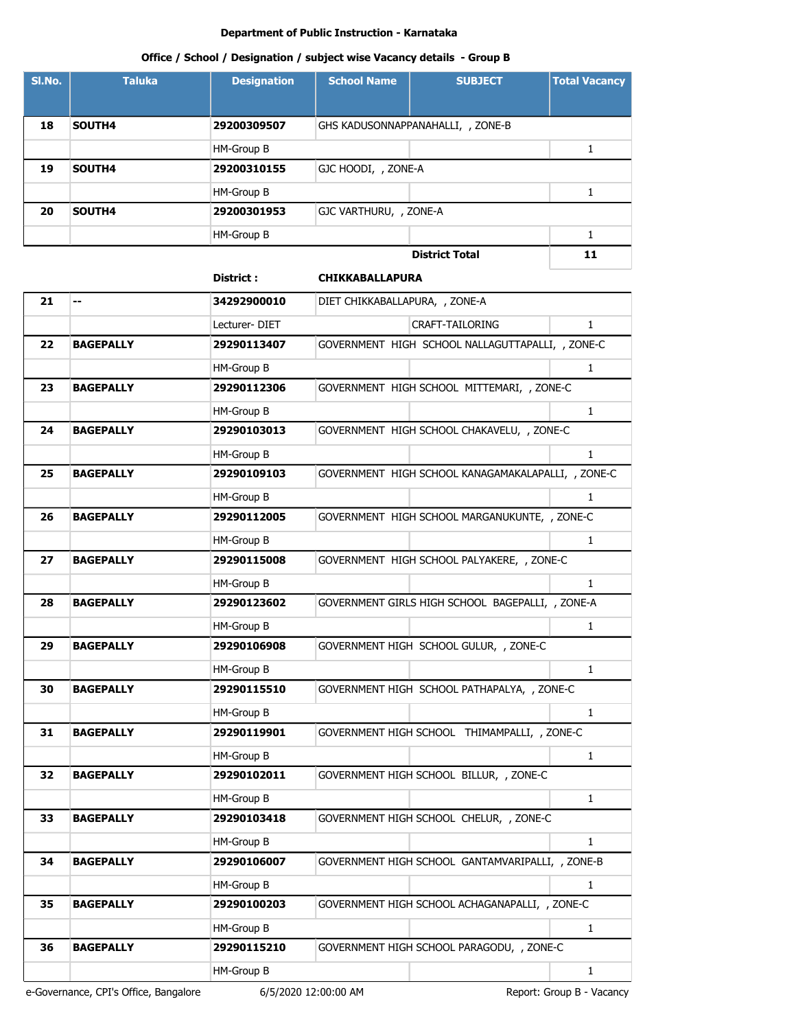**Department of Public Instruction - Karnataka**

**Office / School / Designation / subject wise Vacancy details - Group B**

| Sl.No. | Taluka | Designation | School Name | SUBJECT | Total Vacancy |
|---|---|---|---|---|---|
| **18** | **SOUTH4** | **29200309507** | GHS KADUSONNAPPANAHALLI, , ZONE-B | | |
| | | HM-Group B | | | 1 |
| **19** | **SOUTH4** | **29200310155** | GJC HOODI, , ZONE-A | | |
| | | HM-Group B | | | 1 |
| **20** | **SOUTH4** | **29200301953** | GJC VARTHURU, , ZONE-A | | |
| | | HM-Group B | | | 1 |
| | | | | **District Total** | **11** |
| | | **District :** | **CHIKKABALLAPURA** | | |
| **21** | **--** | **34292900010** | DIET CHIKKABALLAPURA, , ZONE-A | | |
| | | Lecturer- DIET | | CRAFT-TAILORING | 1 |
| **22** | **BAGEPALLY** | **29290113407** | GOVERNMENT HIGH SCHOOL NALLAGUTTAPALLI, , ZONE-C | | |
| | | HM-Group B | | | 1 |
| **23** | **BAGEPALLY** | **29290112306** | GOVERNMENT HIGH SCHOOL MITTEMARI, , ZONE-C | | |
| | | HM-Group B | | | 1 |
| **24** | **BAGEPALLY** | **29290103013** | GOVERNMENT HIGH SCHOOL CHAKAVELU, , ZONE-C | | |
| | | HM-Group B | | | 1 |
| **25** | **BAGEPALLY** | **29290109103** | GOVERNMENT HIGH SCHOOL KANAGAMAKALAPALLI, , ZONE-C | | |
| | | HM-Group B | | | 1 |
| **26** | **BAGEPALLY** | **29290112005** | GOVERNMENT HIGH SCHOOL MARGANUKUNTE, , ZONE-C | | |
| | | HM-Group B | | | 1 |
| **27** | **BAGEPALLY** | **29290115008** | GOVERNMENT HIGH SCHOOL PALYAKERE, , ZONE-C | | |
| | | HM-Group B | | | 1 |
| **28** | **BAGEPALLY** | **29290123602** | GOVERNMENT GIRLS HIGH SCHOOL BAGEPALLI, , ZONE-A | | |
| | | HM-Group B | | | 1 |
| **29** | **BAGEPALLY** | **29290106908** | GOVERNMENT HIGH SCHOOL GULUR, , ZONE-C | | |
| | | HM-Group B | | | 1 |
| **30** | **BAGEPALLY** | **29290115510** | GOVERNMENT HIGH SCHOOL PATHAPALYA, , ZONE-C | | |
| | | HM-Group B | | | 1 |
| **31** | **BAGEPALLY** | **29290119901** | GOVERNMENT HIGH SCHOOL THIMAMPALLI, , ZONE-C | | |
| | | HM-Group B | | | 1 |
| **32** | **BAGEPALLY** | **29290102011** | GOVERNMENT HIGH SCHOOL BILLUR, , ZONE-C | | |
| | | HM-Group B | | | 1 |
| **33** | **BAGEPALLY** | **29290103418** | GOVERNMENT HIGH SCHOOL CHELUR, , ZONE-C | | |
| | | HM-Group B | | | 1 |
| **34** | **BAGEPALLY** | **29290106007** | GOVERNMENT HIGH SCHOOL GANTAMVARIPALLI, , ZONE-B | | |
| | | HM-Group B | | | 1 |
| **35** | **BAGEPALLY** | **29290100203** | GOVERNMENT HIGH SCHOOL ACHAGANAPALLI, , ZONE-C | | |
| | | HM-Group B | | | 1 |
| **36** | **BAGEPALLY** | **29290115210** | GOVERNMENT HIGH SCHOOL PARAGODU, , ZONE-C | | |
| | | HM-Group B | | | 1 |

e-Governance, CPI's Office, Bangalore 6/5/2020 12:00:00 AM Report: Group B - Vacancy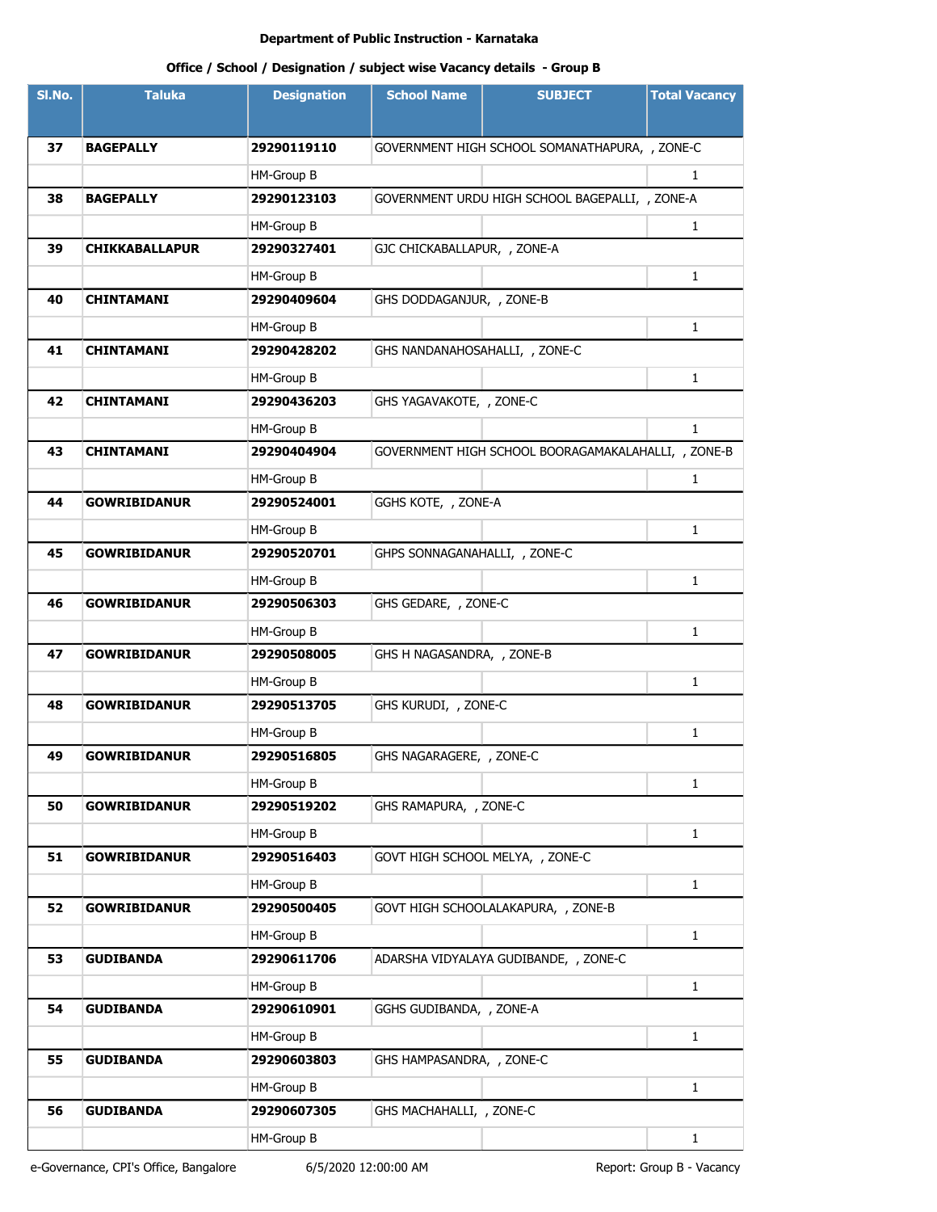**Department of Public Instruction - Karnataka**

**Office / School / Designation / subject wise Vacancy details - Group B**

| Sl.No. | Taluka | Designation | School Name | SUBJECT | Total Vacancy |
|---|---|---|---|---|---|
| **37** | **BAGEPALLY** | **29290119110** | GOVERNMENT HIGH SCHOOL SOMANATHAPURA, , ZONE-C | | |
| | | HM-Group B | | | 1 |
| **38** | **BAGEPALLY** | **29290123103** | GOVERNMENT URDU HIGH SCHOOL BAGEPALLI, , ZONE-A | | |
| | | HM-Group B | | | 1 |
| **39** | **CHIKKABALLAPUR** | **29290327401** | GJC CHICKABALLAPUR, , ZONE-A | | |
| | | HM-Group B | | | 1 |
| **40** | **CHINTAMANI** | **29290409604** | GHS DODDAGANJUR, , ZONE-B | | |
| | | HM-Group B | | | 1 |
| **41** | **CHINTAMANI** | **29290428202** | GHS NANDANAHOSAHALLI, , ZONE-C | | |
| | | HM-Group B | | | 1 |
| **42** | **CHINTAMANI** | **29290436203** | GHS YAGAVAKOTE, , ZONE-C | | |
| | | HM-Group B | | | 1 |
| **43** | **CHINTAMANI** | **29290404904** | GOVERNMENT HIGH SCHOOL BOORAGAMAKALAHALLI, , ZONE-B | | |
| | | HM-Group B | | | 1 |
| **44** | **GOWRIBIDANUR** | **29290524001** | GGHS KOTE, , ZONE-A | | |
| | | HM-Group B | | | 1 |
| **45** | **GOWRIBIDANUR** | **29290520701** | GHPS SONNAGANAHALLI, , ZONE-C | | |
| | | HM-Group B | | | 1 |
| **46** | **GOWRIBIDANUR** | **29290506303** | GHS GEDARE, , ZONE-C | | |
| | | HM-Group B | | | 1 |
| **47** | **GOWRIBIDANUR** | **29290508005** | GHS H NAGASANDRA, , ZONE-B | | |
| | | HM-Group B | | | 1 |
| **48** | **GOWRIBIDANUR** | **29290513705** | GHS KURUDI, , ZONE-C | | |
| | | HM-Group B | | | 1 |
| **49** | **GOWRIBIDANUR** | **29290516805** | GHS NAGARAGERE, , ZONE-C | | |
| | | HM-Group B | | | 1 |
| **50** | **GOWRIBIDANUR** | **29290519202** | GHS RAMAPURA, , ZONE-C | | |
| | | HM-Group B | | | 1 |
| **51** | **GOWRIBIDANUR** | **29290516403** | GOVT HIGH SCHOOL MELYA, , ZONE-C | | |
| | | HM-Group B | | | 1 |
| **52** | **GOWRIBIDANUR** | **29290500405** | GOVT HIGH SCHOOLALAKAPURA, , ZONE-B | | |
| | | HM-Group B | | | 1 |
| **53** | **GUDIBANDA** | **29290611706** | ADARSHA VIDYALAYA GUDIBANDE, , ZONE-C | | |
| | | HM-Group B | | | 1 |
| **54** | **GUDIBANDA** | **29290610901** | GGHS GUDIBANDA, , ZONE-A | | |
| | | HM-Group B | | | 1 |
| **55** | **GUDIBANDA** | **29290603803** | GHS HAMPASANDRA, , ZONE-C | | |
| | | HM-Group B | | | 1 |
| **56** | **GUDIBANDA** | **29290607305** | GHS MACHAHALLI, , ZONE-C | | |
| | | HM-Group B | | | 1 |

e-Governance, CPI's Office, Bangalore 6/5/2020 12:00:00 AM Report: Group B - Vacancy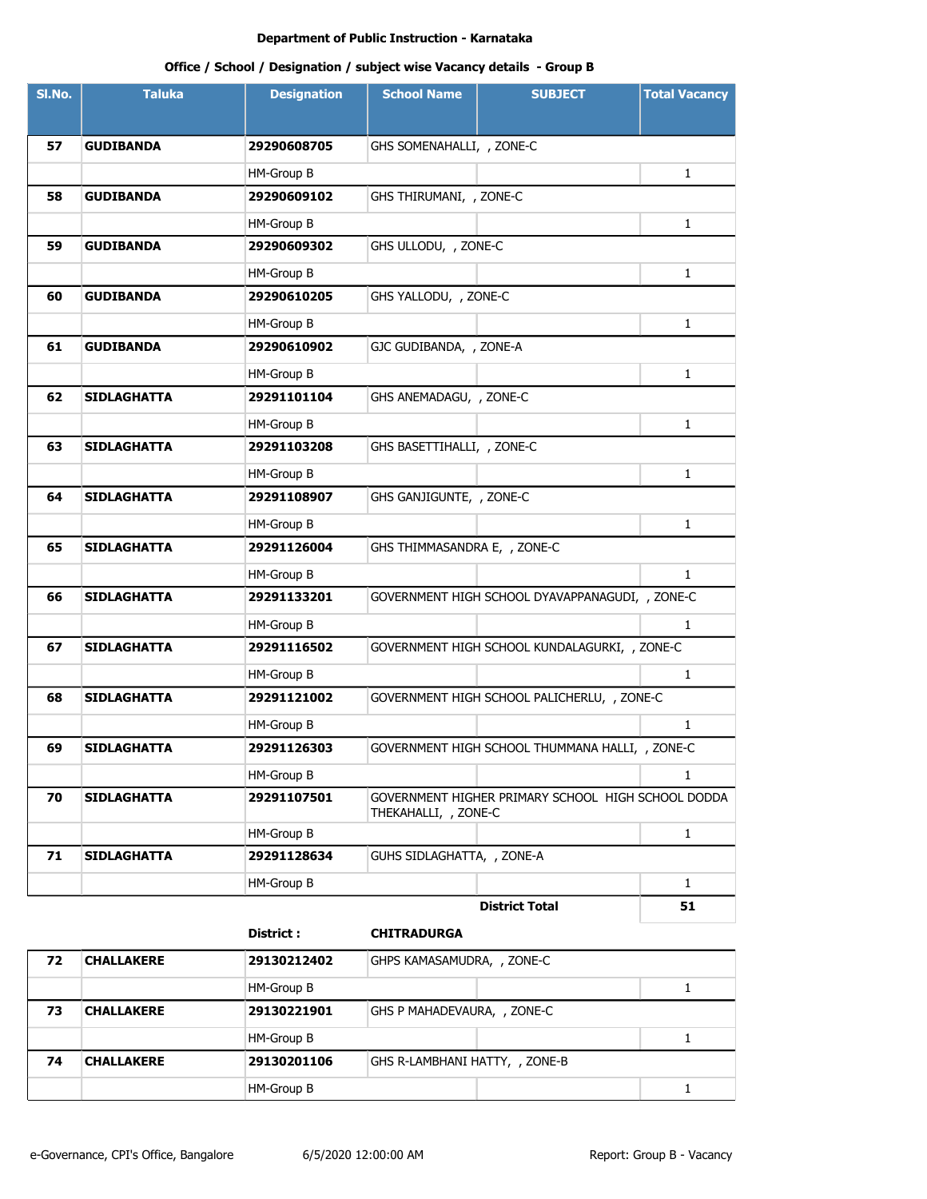**Department of Public Instruction - Karnataka**

**Office / School / Designation / subject wise Vacancy details - Group B**

| Sl.No. | Taluka | Designation | School Name | SUBJECT | Total Vacancy |
|---|---|---|---|---|---|
| **57** | **GUDIBANDA** | **29290608705** | GHS SOMENAHALLI, , ZONE-C | | |
| | | HM-Group B | | | 1 |
| **58** | **GUDIBANDA** | **29290609102** | GHS THIRUMANI, , ZONE-C | | |
| | | HM-Group B | | | 1 |
| **59** | **GUDIBANDA** | **29290609302** | GHS ULLODU, , ZONE-C | | |
| | | HM-Group B | | | 1 |
| **60** | **GUDIBANDA** | **29290610205** | GHS YALLODU, , ZONE-C | | |
| | | HM-Group B | | | 1 |
| **61** | **GUDIBANDA** | **29290610902** | GJC GUDIBANDA, , ZONE-A | | |
| | | HM-Group B | | | 1 |
| **62** | **SIDLAGHATTA** | **29291101104** | GHS ANEMADAGU, , ZONE-C | | |
| | | HM-Group B | | | 1 |
| **63** | **SIDLAGHATTA** | **29291103208** | GHS BASETTIHALLI, , ZONE-C | | |
| | | HM-Group B | | | 1 |
| **64** | **SIDLAGHATTA** | **29291108907** | GHS GANJIGUNTE, , ZONE-C | | |
| | | HM-Group B | | | 1 |
| **65** | **SIDLAGHATTA** | **29291126004** | GHS THIMMASANDRA E, , ZONE-C | | |
| | | HM-Group B | | | 1 |
| **66** | **SIDLAGHATTA** | **29291133201** | GOVERNMENT HIGH SCHOOL DYAVAPPANAGUDI, , ZONE-C | | |
| | | HM-Group B | | | 1 |
| **67** | **SIDLAGHATTA** | **29291116502** | GOVERNMENT HIGH SCHOOL KUNDALAGURKI, , ZONE-C | | |
| | | HM-Group B | | | 1 |
| **68** | **SIDLAGHATTA** | **29291121002** | GOVERNMENT HIGH SCHOOL PALICHERLU, , ZONE-C | | |
| | | HM-Group B | | | 1 |
| **69** | **SIDLAGHATTA** | **29291126303** | GOVERNMENT HIGH SCHOOL THUMMANA HALLI, , ZONE-C | | |
| | | HM-Group B | | | 1 |
| **70** | **SIDLAGHATTA** | **29291107501** | GOVERNMENT HIGHER PRIMARY SCHOOL HIGH SCHOOL DODDA THEKAHALLI, , ZONE-C | | |
| | | HM-Group B | | | 1 |
| **71** | **SIDLAGHATTA** | **29291128634** | GUHS SIDLAGHATTA, , ZONE-A | | |
| | | HM-Group B | | | 1 |
| | | | | **District Total** | **51** |

**District : CHITRADURGA**

| Sl.No. | Taluka | Designation | School Name | SUBJECT | Total Vacancy |
|---|---|---|---|---|---|
| **72** | **CHALLAKERE** | **29130212402** | GHPS KAMASAMUDRA, , ZONE-C | | |
| | | HM-Group B | | | 1 |
| **73** | **CHALLAKERE** | **29130221901** | GHS P MAHADEVAURA, , ZONE-C | | |
| | | HM-Group B | | | 1 |
| **74** | **CHALLAKERE** | **29130201106** | GHS R-LAMBHANI HATTY, , ZONE-B | | |
| | | HM-Group B | | | 1 |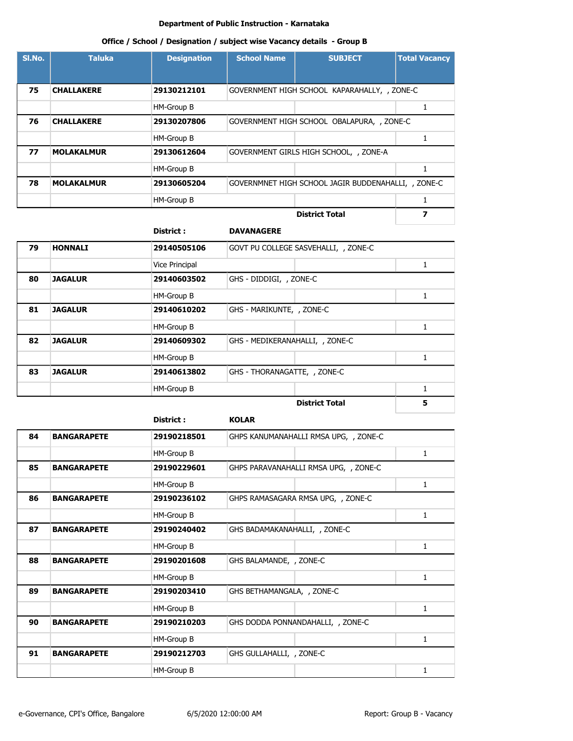**Department of Public Instruction - Karnataka**

**Office / School / Designation / subject wise Vacancy details - Group B**

| Sl.No. | Taluka | Designation | School Name | SUBJECT | Total Vacancy |
|---|---|---|---|---|---|
| **75** | **CHALLAKERE** | **29130212101** | GOVERNMENT HIGH SCHOOL KAPARAHALLY, , ZONE-C | | |
| | | HM-Group B | | | 1 |
| **76** | **CHALLAKERE** | **29130207806** | GOVERNMENT HIGH SCHOOL OBALAPURA, , ZONE-C | | |
| | | HM-Group B | | | 1 |
| **77** | **MOLAKALMUR** | **29130612604** | GOVERNMENT GIRLS HIGH SCHOOL, , ZONE-A | | |
| | | HM-Group B | | | 1 |
| **78** | **MOLAKALMUR** | **29130605204** | GOVERNMNET HIGH SCHOOL JAGIR BUDDENAHALLI, , ZONE-C | | |
| | | HM-Group B | | | 1 |
| | | | | **District Total** | **7** |
| | | **District :** | **DAVANAGERE** | | |
| **79** | **HONNALI** | **29140505106** | GOVT PU COLLEGE SASVEHALLI, , ZONE-C | | |
| | | Vice Principal | | | 1 |
| **80** | **JAGALUR** | **29140603502** | GHS - DIDDIGI, , ZONE-C | | |
| | | HM-Group B | | | 1 |
| **81** | **JAGALUR** | **29140610202** | GHS - MARIKUNTE, , ZONE-C | | |
| | | HM-Group B | | | 1 |
| **82** | **JAGALUR** | **29140609302** | GHS - MEDIKERANAHALLI, , ZONE-C | | |
| | | HM-Group B | | | 1 |
| **83** | **JAGALUR** | **29140613802** | GHS - THORANAGATTE, , ZONE-C | | |
| | | HM-Group B | | | 1 |
| | | | | **District Total** | **5** |
| | | **District :** | **KOLAR** | | |
| **84** | **BANGARAPETE** | **29190218501** | GHPS KANUMANAHALLI RMSA UPG, , ZONE-C | | |
| | | HM-Group B | | | 1 |
| **85** | **BANGARAPETE** | **29190229601** | GHPS PARAVANAHALLI RMSA UPG, , ZONE-C | | |
| | | HM-Group B | | | 1 |
| **86** | **BANGARAPETE** | **29190236102** | GHPS RAMASAGARA RMSA UPG, , ZONE-C | | |
| | | HM-Group B | | | 1 |
| **87** | **BANGARAPETE** | **29190240402** | GHS BADAMAKANAHALLI, , ZONE-C | | |
| | | HM-Group B | | | 1 |
| **88** | **BANGARAPETE** | **29190201608** | GHS BALAMANDE, , ZONE-C | | |
| | | HM-Group B | | | 1 |
| **89** | **BANGARAPETE** | **29190203410** | GHS BETHAMANGALA, , ZONE-C | | |
| | | HM-Group B | | | 1 |
| **90** | **BANGARAPETE** | **29190210203** | GHS DODDA PONNANDAHALLI, , ZONE-C | | |
| | | HM-Group B | | | 1 |
| **91** | **BANGARAPETE** | **29190212703** | GHS GULLAHALLI, , ZONE-C | | |
| | | HM-Group B | | | 1 |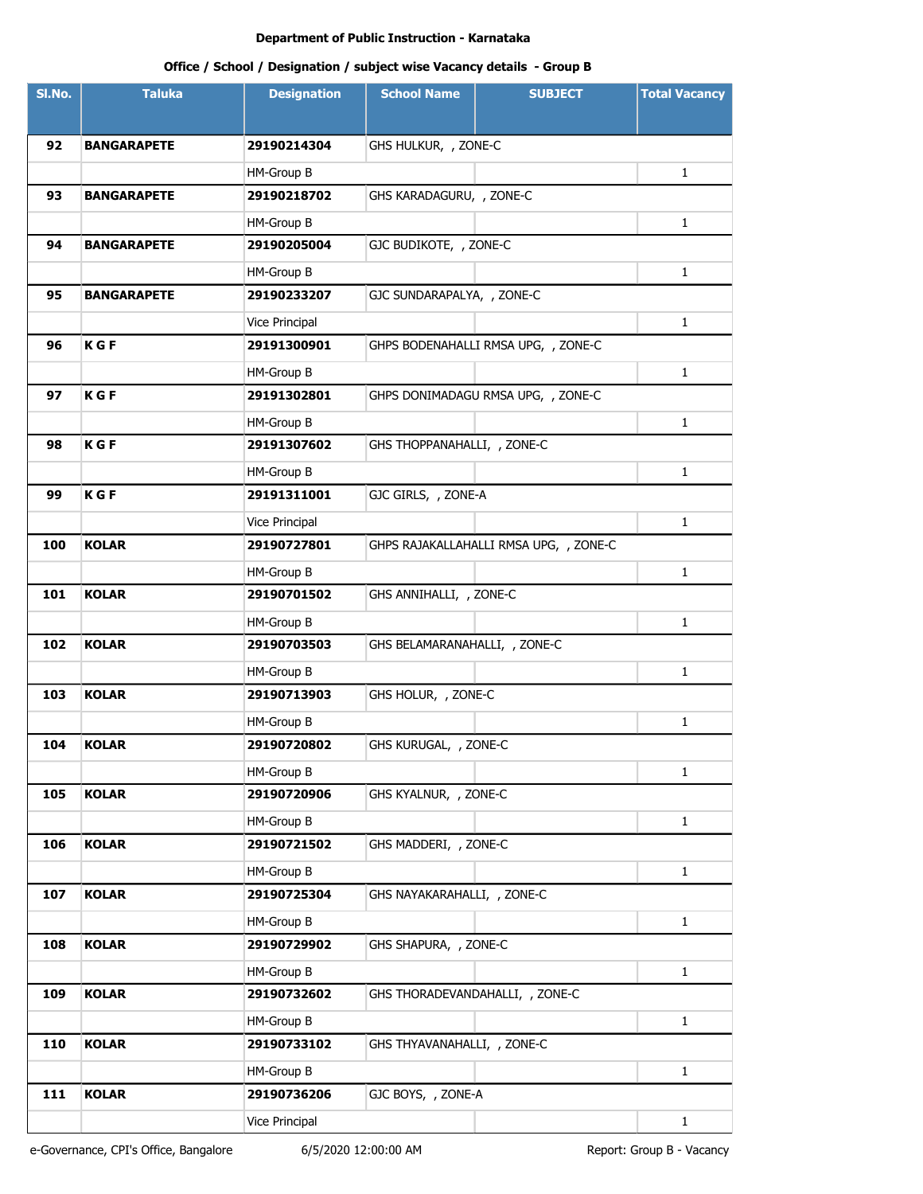Department of Public Instruction - Karnataka

Office / School / Designation / subject wise Vacancy details - Group B

| Sl.No. | Taluka | Designation | School Name | SUBJECT | Total Vacancy |
|---|---|---|---|---|---|
| **92** | **BANGARAPETE** | **29190214304** | GHS HULKUR, , ZONE-C | | |
| | | HM-Group B | | | 1 |
| **93** | **BANGARAPETE** | **29190218702** | GHS KARADAGURU, , ZONE-C | | |
| | | HM-Group B | | | 1 |
| **94** | **BANGARAPETE** | **29190205004** | GJC BUDIKOTE, , ZONE-C | | |
| | | HM-Group B | | | 1 |
| **95** | **BANGARAPETE** | **29190233207** | GJC SUNDARAPALYA, , ZONE-C | | |
| | | Vice Principal | | | 1 |
| **96** | **K G F** | **29191300901** | GHPS BODENAHALLI RMSA UPG, , ZONE-C | | |
| | | HM-Group B | | | 1 |
| **97** | **K G F** | **29191302801** | GHPS DONIMADAGU RMSA UPG, , ZONE-C | | |
| | | HM-Group B | | | 1 |
| **98** | **K G F** | **29191307602** | GHS THOPPANAHALLI, , ZONE-C | | |
| | | HM-Group B | | | 1 |
| **99** | **K G F** | **29191311001** | GJC GIRLS, , ZONE-A | | |
| | | Vice Principal | | | 1 |
| **100** | **KOLAR** | **29190727801** | GHPS RAJAKALLAHALLI RMSA UPG, , ZONE-C | | |
| | | HM-Group B | | | 1 |
| **101** | **KOLAR** | **29190701502** | GHS ANNIHALLI, , ZONE-C | | |
| | | HM-Group B | | | 1 |
| **102** | **KOLAR** | **29190703503** | GHS BELAMARANAHALLI, , ZONE-C | | |
| | | HM-Group B | | | 1 |
| **103** | **KOLAR** | **29190713903** | GHS HOLUR, , ZONE-C | | |
| | | HM-Group B | | | 1 |
| **104** | **KOLAR** | **29190720802** | GHS KURUGAL, , ZONE-C | | |
| | | HM-Group B | | | 1 |
| **105** | **KOLAR** | **29190720906** | GHS KYALNUR, , ZONE-C | | |
| | | HM-Group B | | | 1 |
| **106** | **KOLAR** | **29190721502** | GHS MADDERI, , ZONE-C | | |
| | | HM-Group B | | | 1 |
| **107** | **KOLAR** | **29190725304** | GHS NAYAKARAHALLI, , ZONE-C | | |
| | | HM-Group B | | | 1 |
| **108** | **KOLAR** | **29190729902** | GHS SHAPURA, , ZONE-C | | |
| | | HM-Group B | | | 1 |
| **109** | **KOLAR** | **29190732602** | GHS THORADEVANDAHALLI, , ZONE-C | | |
| | | HM-Group B | | | 1 |
| **110** | **KOLAR** | **29190733102** | GHS THYAVANAHALLI, , ZONE-C | | |
| | | HM-Group B | | | 1 |
| **111** | **KOLAR** | **29190736206** | GJC BOYS, , ZONE-A | | |
| | | Vice Principal | | | 1 |

e-Governance, CPI's Office, Bangalore 6/5/2020 12:00:00 AM Report: Group B - Vacancy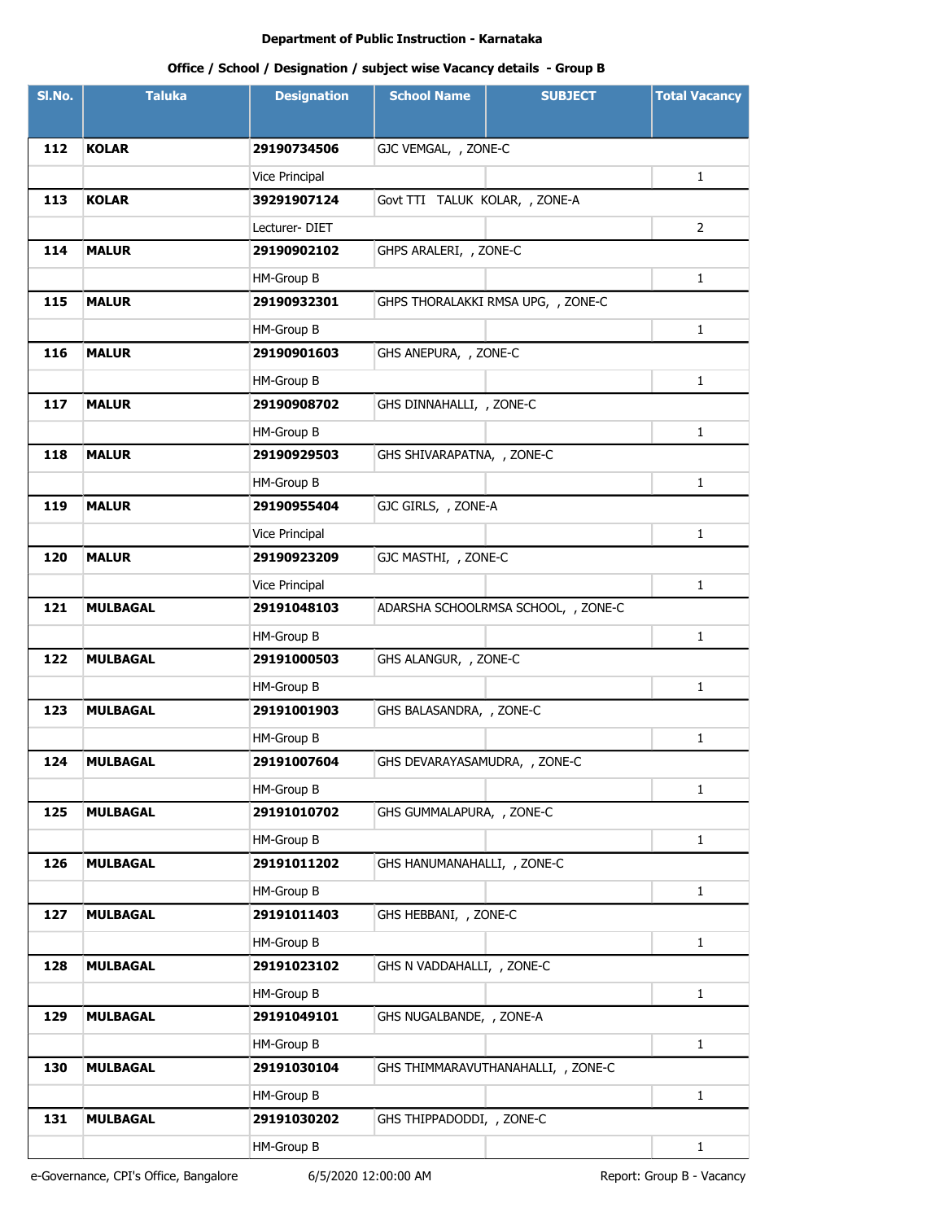**Department of Public Instruction - Karnataka**

**Office / School / Designation / subject wise Vacancy details - Group B**

| Sl.No. | Taluka | Designation | School Name | SUBJECT | Total Vacancy |
|---|---|---|---|---|---|
| **112** | **KOLAR** | **29190734506** | GJC VEMGAL, , ZONE-C | | |
| | | Vice Principal | | | 1 |
| **113** | **KOLAR** | **39291907124** | Govt TTI TALUK KOLAR, , ZONE-A | | |
| | | Lecturer- DIET | | | 2 |
| **114** | **MALUR** | **29190902102** | GHPS ARALERI, , ZONE-C | | |
| | | HM-Group B | | | 1 |
| **115** | **MALUR** | **29190932301** | GHPS THORALAKKI RMSA UPG, , ZONE-C | | |
| | | HM-Group B | | | 1 |
| **116** | **MALUR** | **29190901603** | GHS ANEPURA, , ZONE-C | | |
| | | HM-Group B | | | 1 |
| **117** | **MALUR** | **29190908702** | GHS DINNAHALLI, , ZONE-C | | |
| | | HM-Group B | | | 1 |
| **118** | **MALUR** | **29190929503** | GHS SHIVARAPATNA, , ZONE-C | | |
| | | HM-Group B | | | 1 |
| **119** | **MALUR** | **29190955404** | GJC GIRLS, , ZONE-A | | |
| | | Vice Principal | | | 1 |
| **120** | **MALUR** | **29190923209** | GJC MASTHI, , ZONE-C | | |
| | | Vice Principal | | | 1 |
| **121** | **MULBAGAL** | **29191048103** | ADARSHA SCHOOLRMSA SCHOOL, , ZONE-C | | |
| | | HM-Group B | | | 1 |
| **122** | **MULBAGAL** | **29191000503** | GHS ALANGUR, , ZONE-C | | |
| | | HM-Group B | | | 1 |
| **123** | **MULBAGAL** | **29191001903** | GHS BALASANDRA, , ZONE-C | | |
| | | HM-Group B | | | 1 |
| **124** | **MULBAGAL** | **29191007604** | GHS DEVARAYASAMUDRA, , ZONE-C | | |
| | | HM-Group B | | | 1 |
| **125** | **MULBAGAL** | **29191010702** | GHS GUMMALAPURA, , ZONE-C | | |
| | | HM-Group B | | | 1 |
| **126** | **MULBAGAL** | **29191011202** | GHS HANUMANAHALLI, , ZONE-C | | |
| | | HM-Group B | | | 1 |
| **127** | **MULBAGAL** | **29191011403** | GHS HEBBANI, , ZONE-C | | |
| | | HM-Group B | | | 1 |
| **128** | **MULBAGAL** | **29191023102** | GHS N VADDAHALLI, , ZONE-C | | |
| | | HM-Group B | | | 1 |
| **129** | **MULBAGAL** | **29191049101** | GHS NUGALBANDE, , ZONE-A | | |
| | | HM-Group B | | | 1 |
| **130** | **MULBAGAL** | **29191030104** | GHS THIMMARAVUTHANAHALLI, , ZONE-C | | |
| | | HM-Group B | | | 1 |
| **131** | **MULBAGAL** | **29191030202** | GHS THIPPADODDI, , ZONE-C | | |
| | | HM-Group B | | | 1 |

e-Governance, CPI's Office, Bangalore 6/5/2020 12:00:00 AM Report: Group B - Vacancy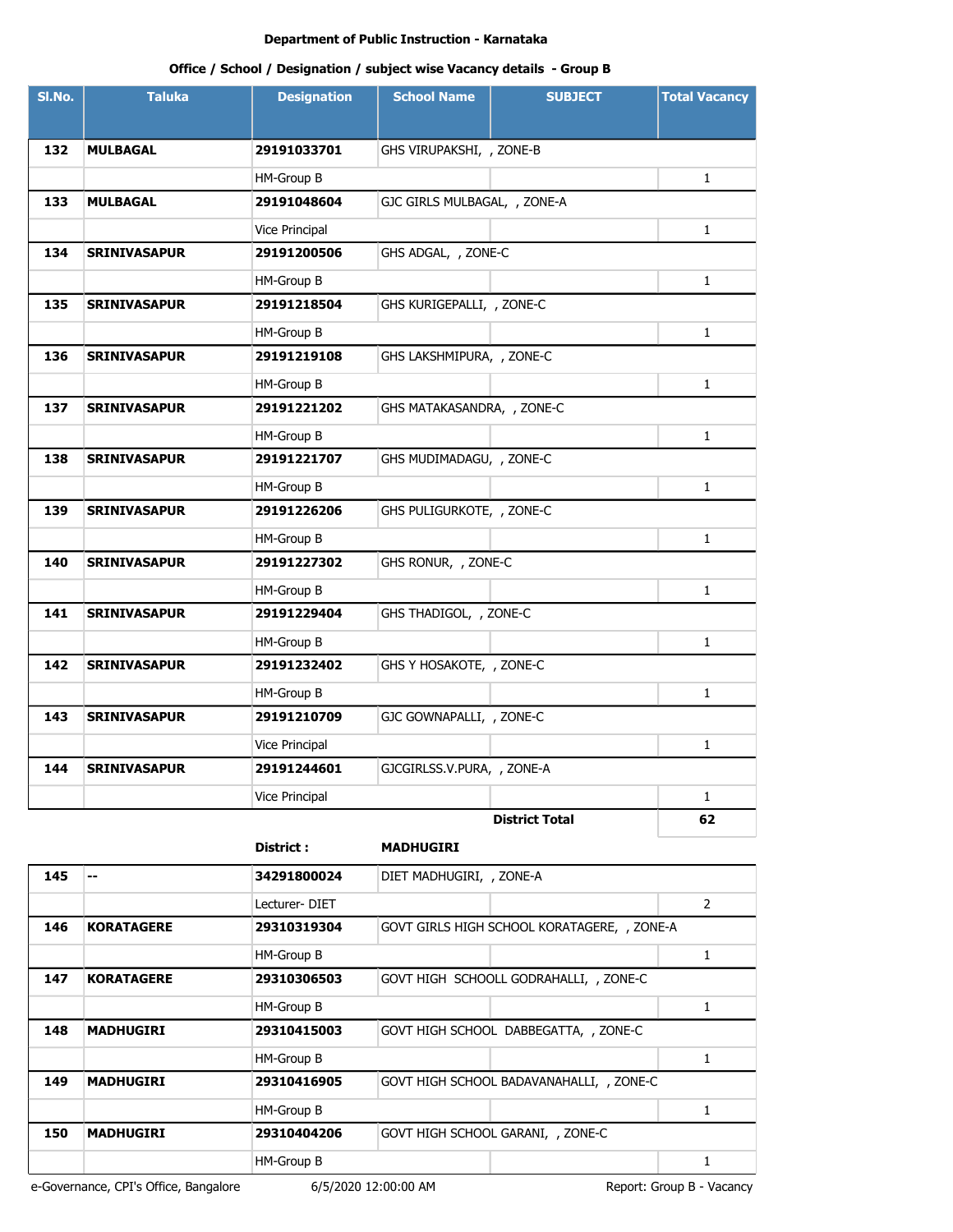**Department of Public Instruction - Karnataka**

**Office / School / Designation / subject wise Vacancy details - Group B**

| Sl.No. | Taluka | Designation | School Name | SUBJECT | Total Vacancy |
|---|---|---|---|---|---|
| 132 | MULBAGAL | 29191033701 | GHS VIRUPAKSHI, , ZONE-B | | |
| | | HM-Group B | | | 1 |
| 133 | MULBAGAL | 29191048604 | GJC GIRLS MULBAGAL, , ZONE-A | | |
| | | Vice Principal | | | 1 |
| 134 | SRINIVASAPUR | 29191200506 | GHS ADGAL, , ZONE-C | | |
| | | HM-Group B | | | 1 |
| 135 | SRINIVASAPUR | 29191218504 | GHS KURIGEPALLI, , ZONE-C | | |
| | | HM-Group B | | | 1 |
| 136 | SRINIVASAPUR | 29191219108 | GHS LAKSHMIPURA, , ZONE-C | | |
| | | HM-Group B | | | 1 |
| 137 | SRINIVASAPUR | 29191221202 | GHS MATAKASANDRA, , ZONE-C | | |
| | | HM-Group B | | | 1 |
| 138 | SRINIVASAPUR | 29191221707 | GHS MUDIMADAGU, , ZONE-C | | |
| | | HM-Group B | | | 1 |
| 139 | SRINIVASAPUR | 29191226206 | GHS PULIGURKOTE, , ZONE-C | | |
| | | HM-Group B | | | 1 |
| 140 | SRINIVASAPUR | 29191227302 | GHS RONUR, , ZONE-C | | |
| | | HM-Group B | | | 1 |
| 141 | SRINIVASAPUR | 29191229404 | GHS THADIGOL, , ZONE-C | | |
| | | HM-Group B | | | 1 |
| 142 | SRINIVASAPUR | 29191232402 | GHS Y HOSAKOTE, , ZONE-C | | |
| | | HM-Group B | | | 1 |
| 143 | SRINIVASAPUR | 29191210709 | GJC GOWNAPALLI, , ZONE-C | | |
| | | Vice Principal | | | 1 |
| 144 | SRINIVASAPUR | 29191244601 | GJCGIRLSS.V.PURA, , ZONE-A | | |
| | | Vice Principal | | | 1 |
| | | | | **District Total** | **62** |

**District : MADHUGIRI**

| Sl.No. | Taluka | Designation | School Name | SUBJECT | Total Vacancy |
|---|---|---|---|---|---|
| 145 | -- | 34291800024 | DIET MADHUGIRI, , ZONE-A | | |
| | | Lecturer- DIET | | | 2 |
| 146 | KORATAGERE | 29310319304 | GOVT GIRLS HIGH SCHOOL KORATAGERE, , ZONE-A | | |
| | | HM-Group B | | | 1 |
| 147 | KORATAGERE | 29310306503 | GOVT HIGH SCHOOLL GODRAHALLI, , ZONE-C | | |
| | | HM-Group B | | | 1 |
| 148 | MADHUGIRI | 29310415003 | GOVT HIGH SCHOOL DABBEGATTA, , ZONE-C | | |
| | | HM-Group B | | | 1 |
| 149 | MADHUGIRI | 29310416905 | GOVT HIGH SCHOOL BADAVANAHALLI, , ZONE-C | | |
| | | HM-Group B | | | 1 |
| 150 | MADHUGIRI | 29310404206 | GOVT HIGH SCHOOL GARANI, , ZONE-C | | |
| | | HM-Group B | | | 1 |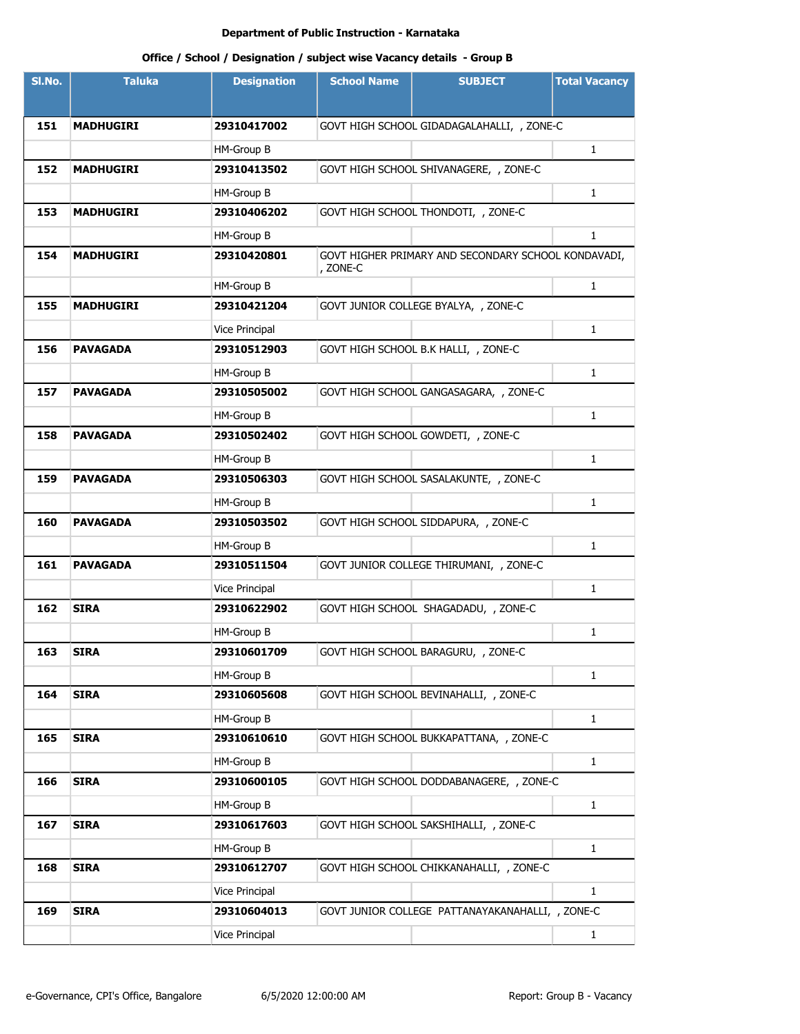**Department of Public Instruction - Karnataka**

**Office / School / Designation / subject wise Vacancy details - Group B**

| Sl.No. | Taluka | Designation | School Name | SUBJECT | Total Vacancy |
|---|---|---|---|---|---|
| **151** | **MADHUGIRI** | **29310417002** | GOVT HIGH SCHOOL GIDADAGALAHALLI, , ZONE-C | | |
| | | HM-Group B | | | 1 |
| **152** | **MADHUGIRI** | **29310413502** | GOVT HIGH SCHOOL SHIVANAGERE, , ZONE-C | | |
| | | HM-Group B | | | 1 |
| **153** | **MADHUGIRI** | **29310406202** | GOVT HIGH SCHOOL THONDOTI, , ZONE-C | | |
| | | HM-Group B | | | 1 |
| **154** | **MADHUGIRI** | **29310420801** | GOVT HIGHER PRIMARY AND SECONDARY SCHOOL KONDAVADI, , ZONE-C | | |
| | | HM-Group B | | | 1 |
| **155** | **MADHUGIRI** | **29310421204** | GOVT JUNIOR COLLEGE BYALYA, , ZONE-C | | |
| | | Vice Principal | | | 1 |
| **156** | **PAVAGADA** | **29310512903** | GOVT HIGH SCHOOL B.K HALLI, , ZONE-C | | |
| | | HM-Group B | | | 1 |
| **157** | **PAVAGADA** | **29310505002** | GOVT HIGH SCHOOL GANGASAGARA, , ZONE-C | | |
| | | HM-Group B | | | 1 |
| **158** | **PAVAGADA** | **29310502402** | GOVT HIGH SCHOOL GOWDETI, , ZONE-C | | |
| | | HM-Group B | | | 1 |
| **159** | **PAVAGADA** | **29310506303** | GOVT HIGH SCHOOL SASALAKUNTE, , ZONE-C | | |
| | | HM-Group B | | | 1 |
| **160** | **PAVAGADA** | **29310503502** | GOVT HIGH SCHOOL SIDDAPURA, , ZONE-C | | |
| | | HM-Group B | | | 1 |
| **161** | **PAVAGADA** | **29310511504** | GOVT JUNIOR COLLEGE THIRUMANI, , ZONE-C | | |
| | | Vice Principal | | | 1 |
| **162** | **SIRA** | **29310622902** | GOVT HIGH SCHOOL SHAGADADU, , ZONE-C | | |
| | | HM-Group B | | | 1 |
| **163** | **SIRA** | **29310601709** | GOVT HIGH SCHOOL BARAGURU, , ZONE-C | | |
| | | HM-Group B | | | 1 |
| **164** | **SIRA** | **29310605608** | GOVT HIGH SCHOOL BEVINAHALLI, , ZONE-C | | |
| | | HM-Group B | | | 1 |
| **165** | **SIRA** | **29310610610** | GOVT HIGH SCHOOL BUKKAPATTANA, , ZONE-C | | |
| | | HM-Group B | | | 1 |
| **166** | **SIRA** | **29310600105** | GOVT HIGH SCHOOL DODDABANAGERE, , ZONE-C | | |
| | | HM-Group B | | | 1 |
| **167** | **SIRA** | **29310617603** | GOVT HIGH SCHOOL SAKSHIHALLI, , ZONE-C | | |
| | | HM-Group B | | | 1 |
| **168** | **SIRA** | **29310612707** | GOVT HIGH SCHOOL CHIKKANAHALLI, , ZONE-C | | |
| | | Vice Principal | | | 1 |
| **169** | **SIRA** | **29310604013** | GOVT JUNIOR COLLEGE PATTANAYAKANAHALLI, , ZONE-C | | |
| | | Vice Principal | | | 1 |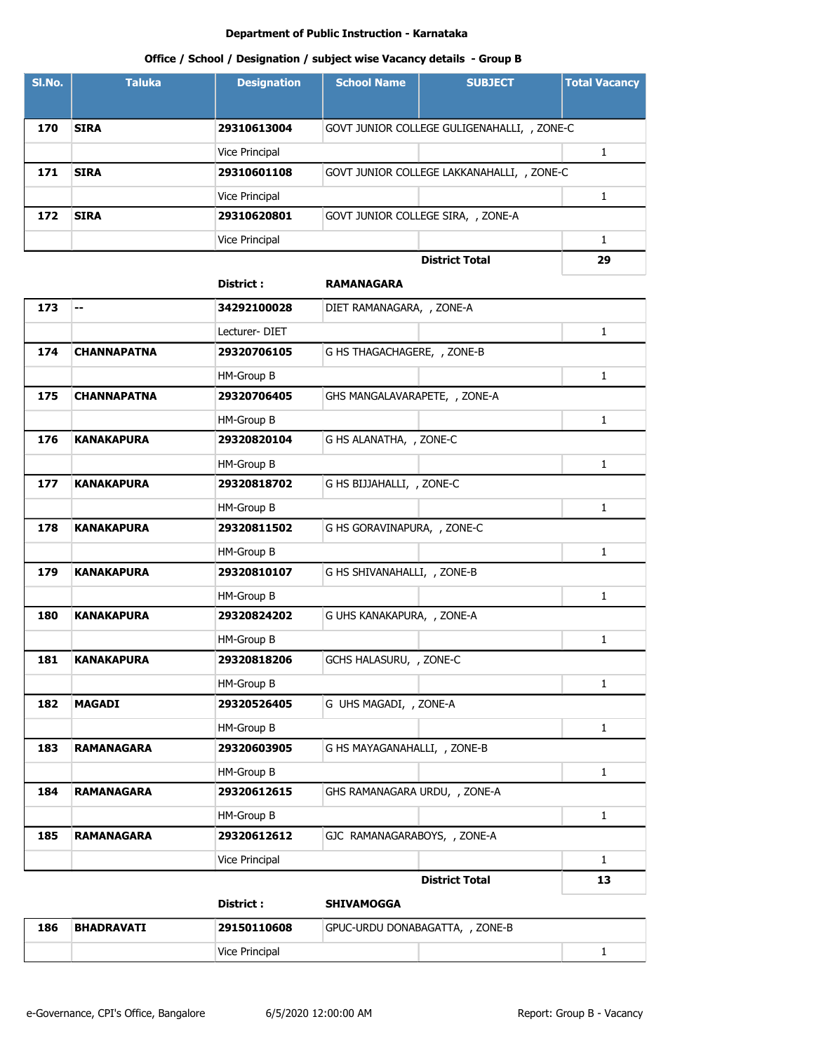**Department of Public Instruction - Karnataka**

**Office / School / Designation / subject wise Vacancy details - Group B**

| Sl.No. | Taluka | Designation | School Name | SUBJECT | Total Vacancy |
|---|---|---|---|---|---|
| 170 | SIRA | 29310613004 | GOVT JUNIOR COLLEGE GULIGENAHALLI, , ZONE-C | | |
| | | Vice Principal | | | 1 |
| 171 | SIRA | 29310601108 | GOVT JUNIOR COLLEGE LAKKANAHALLI, , ZONE-C | | |
| | | Vice Principal | | | 1 |
| 172 | SIRA | 29310620801 | GOVT JUNIOR COLLEGE SIRA, , ZONE-A | | |
| | | Vice Principal | | | 1 |
| | | | | **District Total** | **29** |
| | | **District :** | **RAMANAGARA** | | |
| 173 | -- | 34292100028 | DIET RAMANAGARA, , ZONE-A | | |
| | | Lecturer- DIET | | | 1 |
| 174 | CHANNAPATNA | 29320706105 | G HS THAGACHAGERE, , ZONE-B | | |
| | | HM-Group B | | | 1 |
| 175 | CHANNAPATNA | 29320706405 | GHS MANGALAVARAPETE, , ZONE-A | | |
| | | HM-Group B | | | 1 |
| 176 | KANAKAPURA | 29320820104 | G HS ALANATHA, , ZONE-C | | |
| | | HM-Group B | | | 1 |
| 177 | KANAKAPURA | 29320818702 | G HS BIJJAHALLI, , ZONE-C | | |
| | | HM-Group B | | | 1 |
| 178 | KANAKAPURA | 29320811502 | G HS GORAVINAPURA, , ZONE-C | | |
| | | HM-Group B | | | 1 |
| 179 | KANAKAPURA | 29320810107 | G HS SHIVANAHALLI, , ZONE-B | | |
| | | HM-Group B | | | 1 |
| 180 | KANAKAPURA | 29320824202 | G UHS KANAKAPURA, , ZONE-A | | |
| | | HM-Group B | | | 1 |
| 181 | KANAKAPURA | 29320818206 | GCHS HALASURU, , ZONE-C | | |
| | | HM-Group B | | | 1 |
| 182 | MAGADI | 29320526405 | G UHS MAGADI, , ZONE-A | | |
| | | HM-Group B | | | 1 |
| 183 | RAMANAGARA | 29320603905 | G HS MAYAGANAHALLI, , ZONE-B | | |
| | | HM-Group B | | | 1 |
| 184 | RAMANAGARA | 29320612615 | GHS RAMANAGARA URDU, , ZONE-A | | |
| | | HM-Group B | | | 1 |
| 185 | RAMANAGARA | 29320612612 | GJC RAMANAGARABOYS, , ZONE-A | | |
| | | Vice Principal | | | 1 |
| | | | | **District Total** | **13** |
| | | **District :** | **SHIVAMOGGA** | | |
| 186 | BHADRAVATI | 29150110608 | GPUC-URDU DONABAGATTA, , ZONE-B | | |
| | | Vice Principal | | | 1 |

e-Governance, CPI's Office, Bangalore 6/5/2020 12:00:00 AM Report: Group B - Vacancy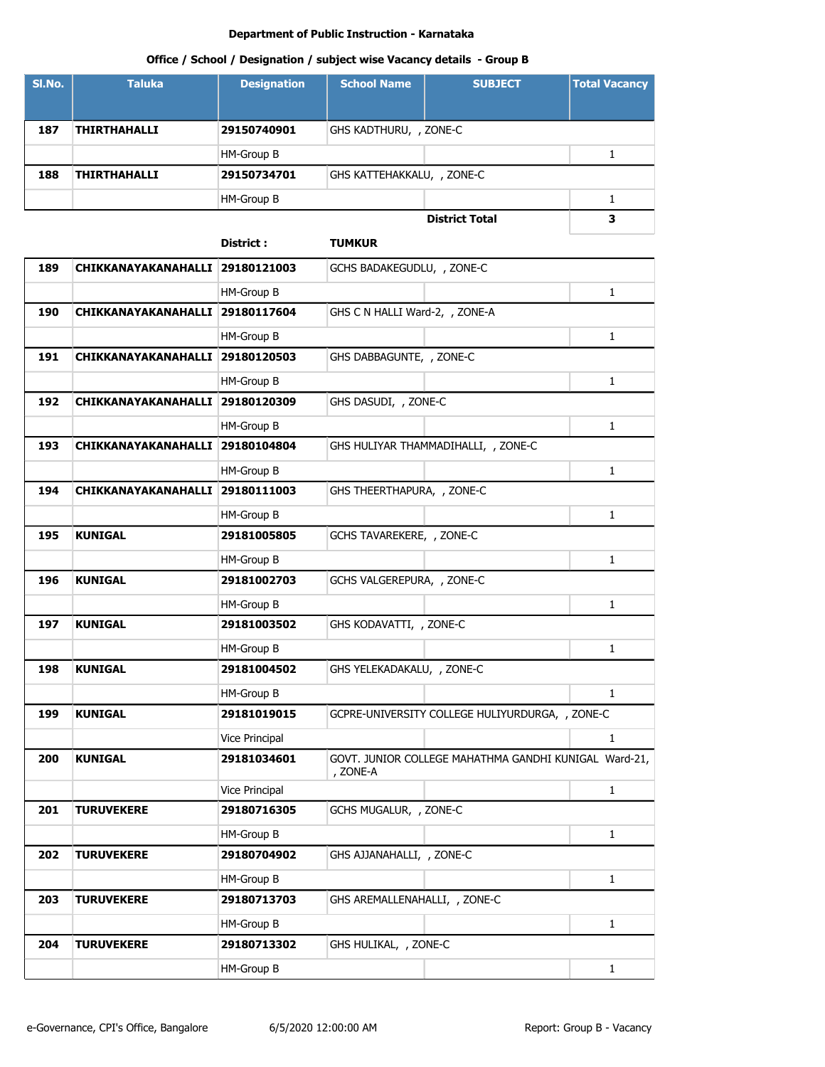Department of Public Instruction - Karnataka

Office / School / Designation / subject wise Vacancy details - Group B

| Sl.No. | Taluka | Designation | School Name | SUBJECT | Total Vacancy |
|---|---|---|---|---|---|
| **187** | **THIRTHAHALLI** | **29150740901** | GHS KADTHURU, , ZONE-C | | |
| | | HM-Group B | | | 1 |
| **188** | **THIRTHAHALLI** | **29150734701** | GHS KATTEHAKKALU, , ZONE-C | | |
| | | HM-Group B | | | 1 |
| | | | | **District Total** | **3** |
| | | **District :** | **TUMKUR** | | |
| **189** | **CHIKKANAYAKANAHALLI** | **29180121003** | GCHS BADAKEGUDLU, , ZONE-C | | |
| | | HM-Group B | | | 1 |
| **190** | **CHIKKANAYAKANAHALLI** | **29180117604** | GHS C N HALLI Ward-2, , ZONE-A | | |
| | | HM-Group B | | | 1 |
| **191** | **CHIKKANAYAKANAHALLI** | **29180120503** | GHS DABBAGUNTE, , ZONE-C | | |
| | | HM-Group B | | | 1 |
| **192** | **CHIKKANAYAKANAHALLI** | **29180120309** | GHS DASUDI, , ZONE-C | | |
| | | HM-Group B | | | 1 |
| **193** | **CHIKKANAYAKANAHALLI** | **29180104804** | GHS HULIYAR THAMMADIHALLI, , ZONE-C | | |
| | | HM-Group B | | | 1 |
| **194** | **CHIKKANAYAKANAHALLI** | **29180111003** | GHS THEERTHAPURA, , ZONE-C | | |
| | | HM-Group B | | | 1 |
| **195** | **KUNIGAL** | **29181005805** | GCHS TAVAREKERE, , ZONE-C | | |
| | | HM-Group B | | | 1 |
| **196** | **KUNIGAL** | **29181002703** | GCHS VALGEREPURA, , ZONE-C | | |
| | | HM-Group B | | | 1 |
| **197** | **KUNIGAL** | **29181003502** | GHS KODAVATTI, , ZONE-C | | |
| | | HM-Group B | | | 1 |
| **198** | **KUNIGAL** | **29181004502** | GHS YELEKADAKALU, , ZONE-C | | |
| | | HM-Group B | | | 1 |
| **199** | **KUNIGAL** | **29181019015** | GCPRE-UNIVERSITY COLLEGE HULIYURDURGA, , ZONE-C | | |
| | | Vice Principal | | | 1 |
| **200** | **KUNIGAL** | **29181034601** | GOVT. JUNIOR COLLEGE MAHATHMA GANDHI KUNIGAL Ward-21, , ZONE-A | | |
| | | Vice Principal | | | 1 |
| **201** | **TURUVEKERE** | **29180716305** | GCHS MUGALUR, , ZONE-C | | |
| | | HM-Group B | | | 1 |
| **202** | **TURUVEKERE** | **29180704902** | GHS AJJANAHALLI, , ZONE-C | | |
| | | HM-Group B | | | 1 |
| **203** | **TURUVEKERE** | **29180713703** | GHS AREMALLENAHALLI, , ZONE-C | | |
| | | HM-Group B | | | 1 |
| **204** | **TURUVEKERE** | **29180713302** | GHS HULIKAL, , ZONE-C | | |
| | | HM-Group B | | | 1 |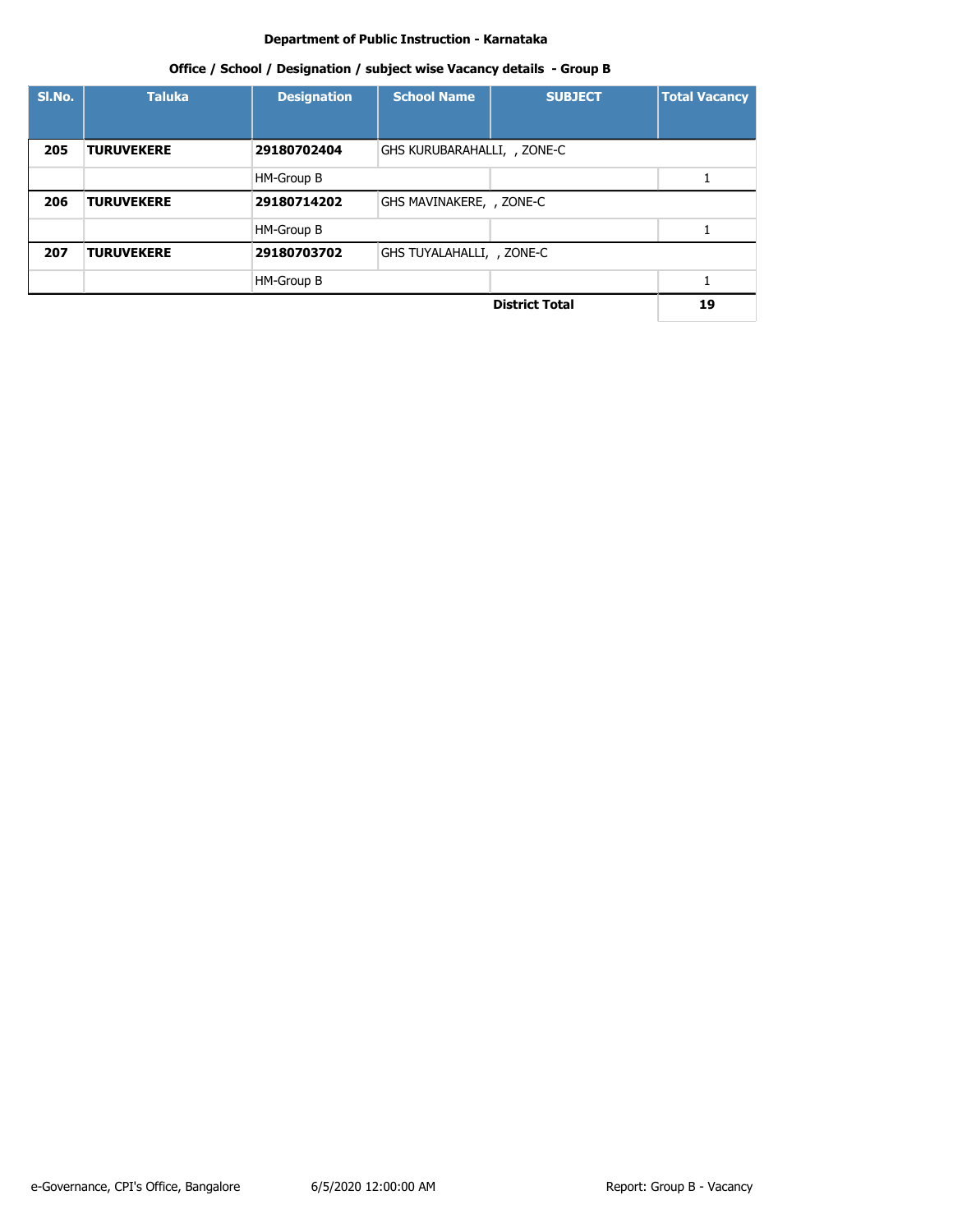**Department of Public Instruction - Karnataka**

**Office / School / Designation / subject wise Vacancy details - Group B**

| Sl.No. | Taluka | Designation | School Name | SUBJECT | Total Vacancy |
|---|---|---|---|---|---|
| **205** | **TURUVEKERE** | **29180702404** | GHS KURUBARAHALLI, , ZONE-C | | |
| | | HM-Group B | | | 1 |
| **206** | **TURUVEKERE** | **29180714202** | GHS MAVINAKERE, , ZONE-C | | |
| | | HM-Group B | | | 1 |
| **207** | **TURUVEKERE** | **29180703702** | GHS TUYALAHALLI, , ZONE-C | | |
| | | HM-Group B | | | 1 |
| | | | | **District Total** | **19** |